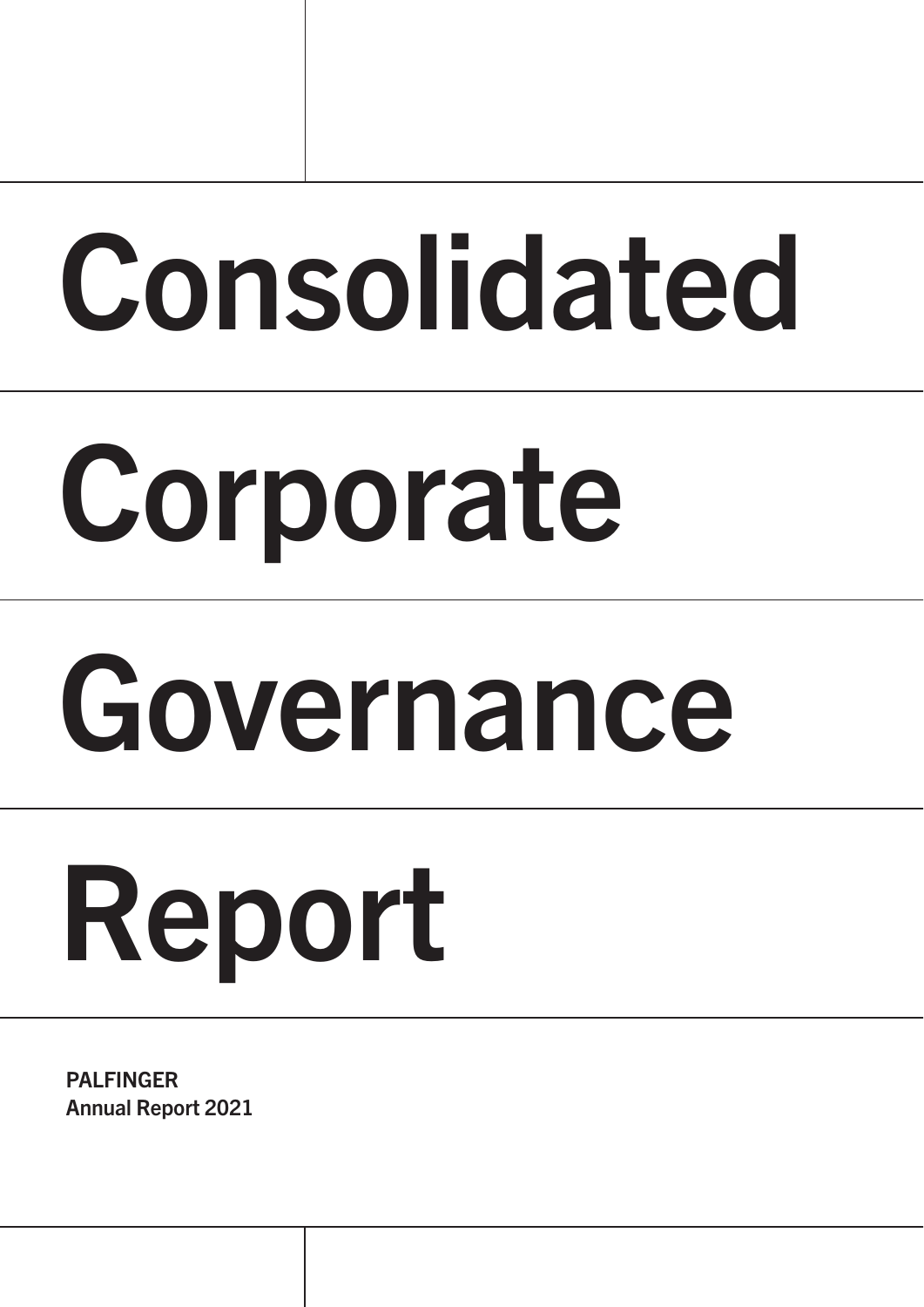# Consolidated Corporate Governance Report

**PALFINGER**
**Annual Report 2021**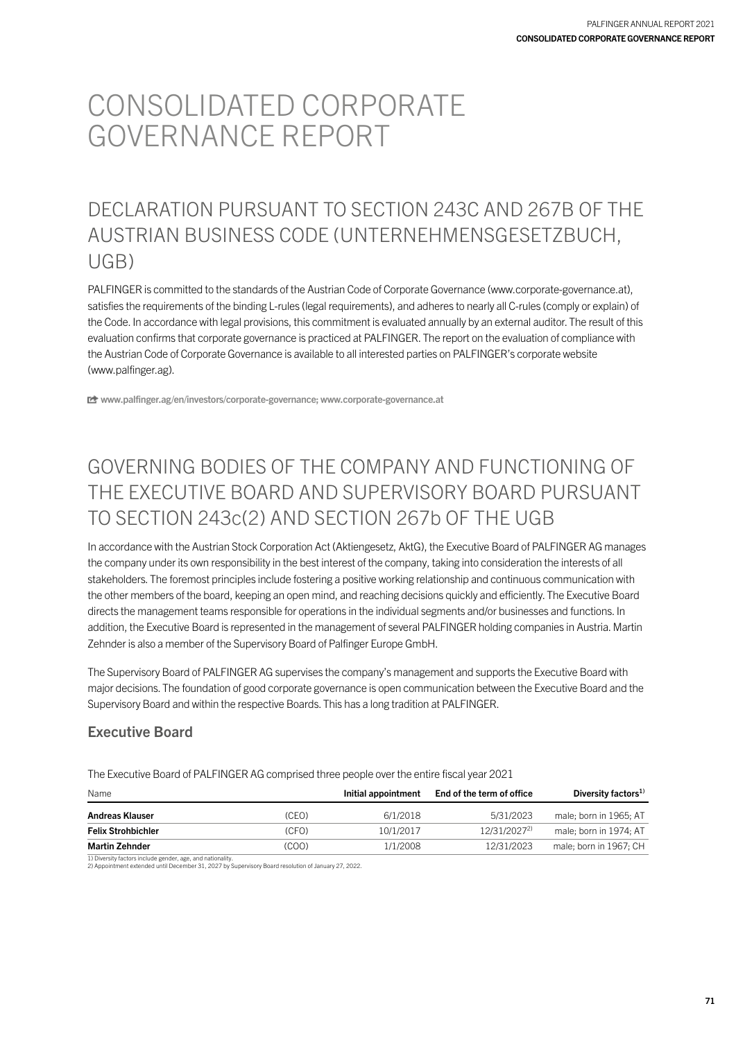# CONSOLIDATED CORPORATE GOVERNANCE REPORT

## DECLARATION PURSUANT TO SECTION 243C AND 267B OF THE AUSTRIAN BUSINESS CODE (UNTERNEHMENSGESETZBUCH, UGB)

PALFINGER is committed to the standards of the Austrian Code of Corporate Governance (www.corporate-governance.at), satisfies the requirements of the binding L-rules (legal requirements), and adheres to nearly all C-rules (comply or explain) of the Code. In accordance with legal provisions, this commitment is evaluated annually by an external auditor. The result of this evaluation confirms that corporate governance is practiced at PALFINGER. The report on the evaluation of compliance with the Austrian Code of Corporate Governance is available to all interested parties on PALFINGER's corporate website (www.palfinger.ag).

**www.palfinger.ag/en/investors/corporate-governance; www.corporate-governance.at**

## GOVERNING BODIES OF THE COMPANY AND FUNCTIONING OF THE EXECUTIVE BOARD AND SUPERVISORY BOARD PURSUANT TO SECTION 243c(2) AND SECTION 267b OF THE UGB

In accordance with the Austrian Stock Corporation Act (Aktiengesetz, AktG), the Executive Board of PALFINGER AG manages the company under its own responsibility in the best interest of the company, taking into consideration the interests of all stakeholders. The foremost principles include fostering a positive working relationship and continuous communication with the other members of the board, keeping an open mind, and reaching decisions quickly and efficiently. The Executive Board directs the management teams responsible for operations in the individual segments and/or businesses and functions. In addition, the Executive Board is represented in the management of several PALFINGER holding companies in Austria. Martin Zehnder is also a member of the Supervisory Board of Palfinger Europe GmbH.

The Supervisory Board of PALFINGER AG supervises the company's management and supports the Executive Board with major decisions. The foundation of good corporate governance is open communication between the Executive Board and the Supervisory Board and within the respective Boards. This has a long tradition at PALFINGER.

### Executive Board

The Executive Board of PALFINGER AG comprised three people over the entire fiscal year 2021

| Name | | Initial appointment | End of the term of office | Diversity factors[1] |
|---|---|---|---|---|
| **Andreas Klauser** | (CEO) | 6/1/2018 | 5/31/2023 | male; born in 1965; AT |
| **Felix Strohbichler** | (CFO) | 10/1/2017 | 12/31/2027[2] | male; born in 1974; AT |
| **Martin Zehnder** | (COO) | 1/1/2008 | 12/31/2023 | male; born in 1967; CH |

1) Diversity factors include gender, age, and nationality.
2) Appointment extended until December 31, 2027 by Supervisory Board resolution of January 27, 2022.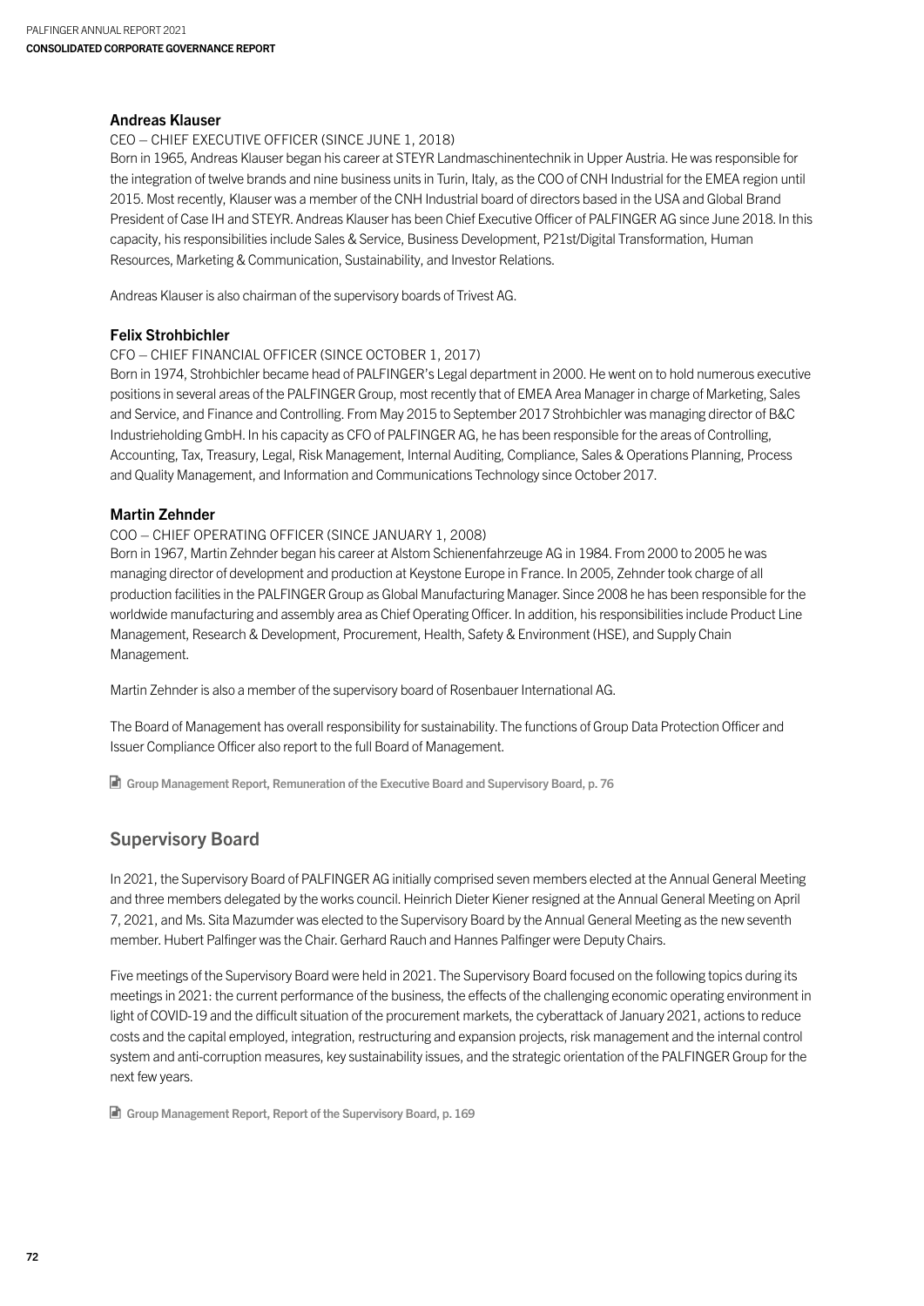### Andreas Klauser

CEO – CHIEF EXECUTIVE OFFICER (SINCE JUNE 1, 2018)

Born in 1965, Andreas Klauser began his career at STEYR Landmaschinentechnik in Upper Austria. He was responsible for the integration of twelve brands and nine business units in Turin, Italy, as the COO of CNH Industrial for the EMEA region until 2015. Most recently, Klauser was a member of the CNH Industrial board of directors based in the USA and Global Brand President of Case IH and STEYR. Andreas Klauser has been Chief Executive Officer of PALFINGER AG since June 2018. In this capacity, his responsibilities include Sales & Service, Business Development, P21st/Digital Transformation, Human Resources, Marketing & Communication, Sustainability, and Investor Relations.

Andreas Klauser is also chairman of the supervisory boards of Trivest AG.

### Felix Strohbichler

CFO – CHIEF FINANCIAL OFFICER (SINCE OCTOBER 1, 2017)

Born in 1974, Strohbichler became head of PALFINGER's Legal department in 2000. He went on to hold numerous executive positions in several areas of the PALFINGER Group, most recently that of EMEA Area Manager in charge of Marketing, Sales and Service, and Finance and Controlling. From May 2015 to September 2017 Strohbichler was managing director of B&C Industrieholding GmbH. In his capacity as CFO of PALFINGER AG, he has been responsible for the areas of Controlling, Accounting, Tax, Treasury, Legal, Risk Management, Internal Auditing, Compliance, Sales & Operations Planning, Process and Quality Management, and Information and Communications Technology since October 2017.

### Martin Zehnder

COO – CHIEF OPERATING OFFICER (SINCE JANUARY 1, 2008)

Born in 1967, Martin Zehnder began his career at Alstom Schienenfahrzeuge AG in 1984. From 2000 to 2005 he was managing director of development and production at Keystone Europe in France. In 2005, Zehnder took charge of all production facilities in the PALFINGER Group as Global Manufacturing Manager. Since 2008 he has been responsible for the worldwide manufacturing and assembly area as Chief Operating Officer. In addition, his responsibilities include Product Line Management, Research & Development, Procurement, Health, Safety & Environment (HSE), and Supply Chain Management.

Martin Zehnder is also a member of the supervisory board of Rosenbauer International AG.

The Board of Management has overall responsibility for sustainability. The functions of Group Data Protection Officer and Issuer Compliance Officer also report to the full Board of Management.

Group Management Report, Remuneration of the Executive Board and Supervisory Board, p. 76

## Supervisory Board

In 2021, the Supervisory Board of PALFINGER AG initially comprised seven members elected at the Annual General Meeting and three members delegated by the works council. Heinrich Dieter Kiener resigned at the Annual General Meeting on April 7, 2021, and Ms. Sita Mazumder was elected to the Supervisory Board by the Annual General Meeting as the new seventh member. Hubert Palfinger was the Chair. Gerhard Rauch and Hannes Palfinger were Deputy Chairs.

Five meetings of the Supervisory Board were held in 2021. The Supervisory Board focused on the following topics during its meetings in 2021: the current performance of the business, the effects of the challenging economic operating environment in light of COVID-19 and the difficult situation of the procurement markets, the cyberattack of January 2021, actions to reduce costs and the capital employed, integration, restructuring and expansion projects, risk management and the internal control system and anti-corruption measures, key sustainability issues, and the strategic orientation of the PALFINGER Group for the next few years.

Group Management Report, Report of the Supervisory Board, p. 169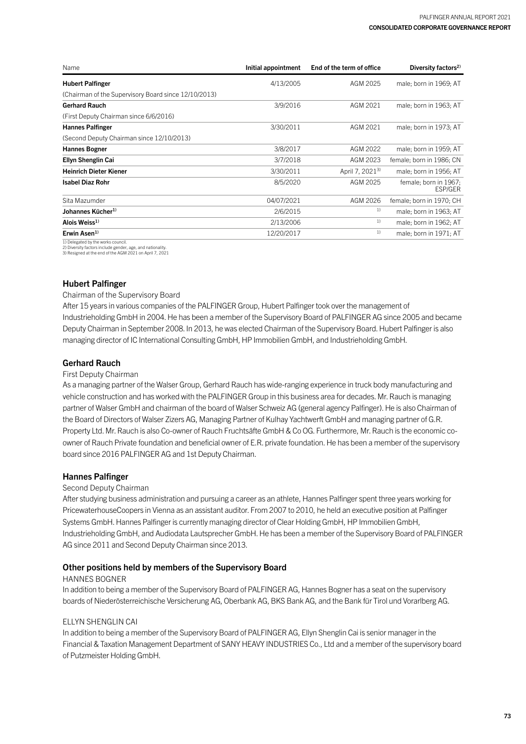| Name | Initial appointment | End of the term of office | Diversity factors[2)] |
|---|---|---|---|
| **Hubert Palfinger** | 4/13/2005 | AGM 2025 | male; born in 1969; AT |
| (Chairman of the Supervisory Board since 12/10/2013) | | | |
| **Gerhard Rauch** | 3/9/2016 | AGM 2021 | male; born in 1963; AT |
| (First Deputy Chairman since 6/6/2016) | | | |
| **Hannes Palfinger** | 3/30/2011 | AGM 2021 | male; born in 1973; AT |
| (Second Deputy Chairman since 12/10/2013) | | | |
| **Hannes Bogner** | 3/8/2017 | AGM 2022 | male; born in 1959; AT |
| **Ellyn Shenglin Cai** | 3/7/2018 | AGM 2023 | female; born in 1986; CN |
| **Heinrich Dieter Kiener** | 3/30/2011 | April 7, 2021[3)] | male; born in 1956; AT |
| **Isabel Diaz Rohr** | 8/5/2020 | AGM 2025 | female; born in 1967; ESP/GER |
| Sita Mazumder | 04/07/2021 | AGM 2026 | female; born in 1970; CH |
| **Johannes Kücher**[1)] | 2/6/2015 | [1)] | male; born in 1963; AT |
| **Alois Weiss**[1)] | 2/13/2006 | [1)] | male; born in 1962; AT |
| **Erwin Asen**[1)] | 12/20/2017 | [1)] | male; born in 1971; AT |

1) Delegated by the works council.
2) Diversity factors include gender, age, and nationality.
3) Resigned at the end of the AGM 2021 on April 7, 2021

## Hubert Palfinger

Chairman of the Supervisory Board

After 15 years in various companies of the PALFINGER Group, Hubert Palfinger took over the management of Industrieholding GmbH in 2004. He has been a member of the Supervisory Board of PALFINGER AG since 2005 and became Deputy Chairman in September 2008. In 2013, he was elected Chairman of the Supervisory Board. Hubert Palfinger is also managing director of IC International Consulting GmbH, HP Immobilien GmbH, and Industrieholding GmbH.

## Gerhard Rauch

First Deputy Chairman

As a managing partner of the Walser Group, Gerhard Rauch has wide-ranging experience in truck body manufacturing and vehicle construction and has worked with the PALFINGER Group in this business area for decades. Mr. Rauch is managing partner of Walser GmbH and chairman of the board of Walser Schweiz AG (general agency Palfinger). He is also Chairman of the Board of Directors of Walser Zizers AG, Managing Partner of Kulhay Yachtwerft GmbH and managing partner of G.R. Property Ltd. Mr. Rauch is also Co-owner of Rauch Fruchtsäfte GmbH & Co OG. Furthermore, Mr. Rauch is the economic co-owner of Rauch Private foundation and beneficial owner of E.R. private foundation. He has been a member of the supervisory board since 2016 PALFINGER AG and 1st Deputy Chairman.

## Hannes Palfinger

Second Deputy Chairman

After studying business administration and pursuing a career as an athlete, Hannes Palfinger spent three years working for PricewaterhouseCoopers in Vienna as an assistant auditor. From 2007 to 2010, he held an executive position at Palfinger Systems GmbH. Hannes Palfinger is currently managing director of Clear Holding GmbH, HP Immobilien GmbH, Industrieholding GmbH, and Audiodata Lautsprecher GmbH. He has been a member of the Supervisory Board of PALFINGER AG since 2011 and Second Deputy Chairman since 2013.

## Other positions held by members of the Supervisory Board

HANNES BOGNER

In addition to being a member of the Supervisory Board of PALFINGER AG, Hannes Bogner has a seat on the supervisory boards of Niederösterreichische Versicherung AG, Oberbank AG, BKS Bank AG, and the Bank für Tirol und Vorarlberg AG.

ELLYN SHENGLIN CAI

In addition to being a member of the Supervisory Board of PALFINGER AG, Ellyn Shenglin Cai is senior manager in the Financial & Taxation Management Department of SANY HEAVY INDUSTRIES Co., Ltd and a member of the supervisory board of Putzmeister Holding GmbH.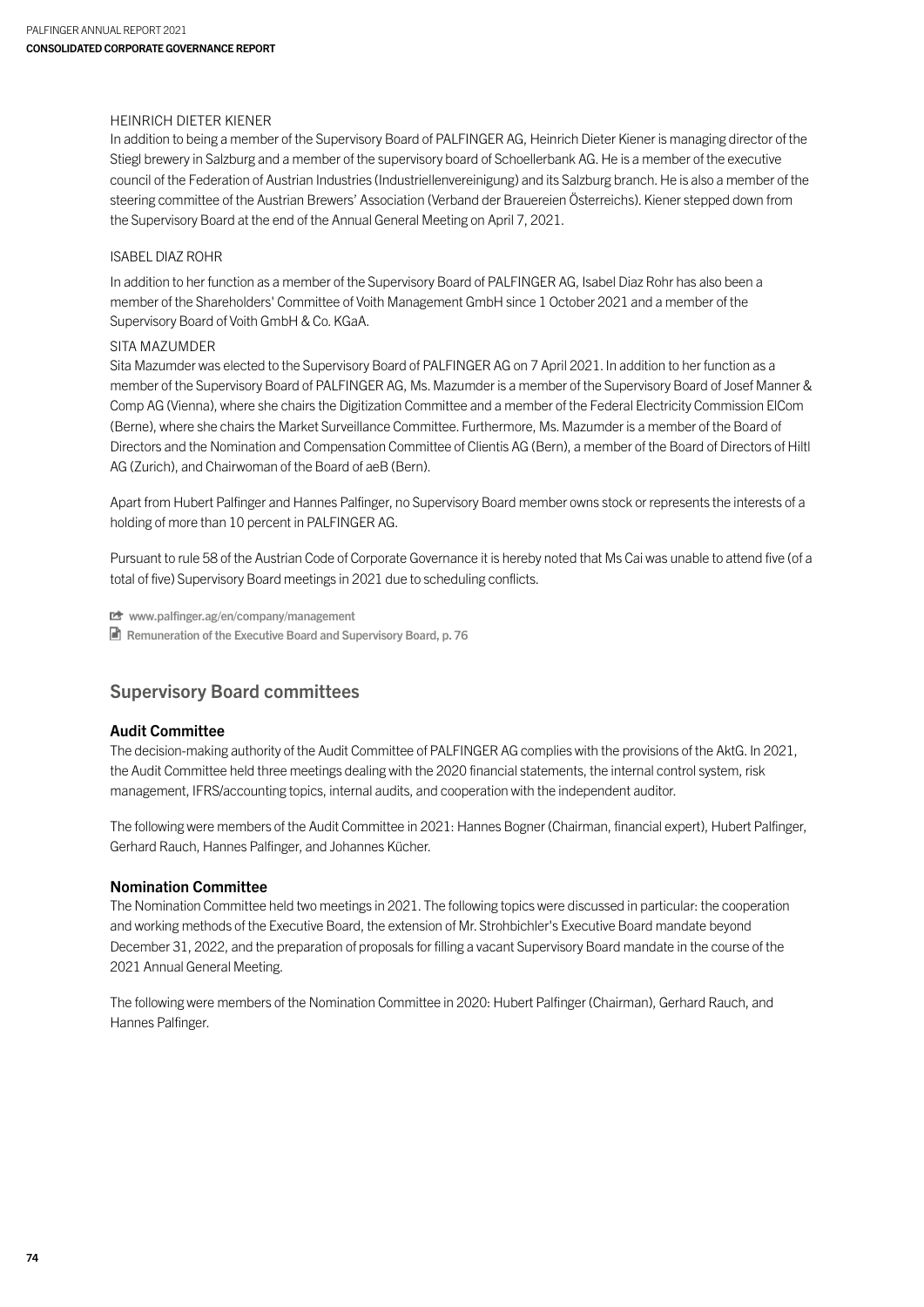HEINRICH DIETER KIENER

In addition to being a member of the Supervisory Board of PALFINGER AG, Heinrich Dieter Kiener is managing director of the Stiegl brewery in Salzburg and a member of the supervisory board of Schoellerbank AG. He is a member of the executive council of the Federation of Austrian Industries (Industriellenvereinigung) and its Salzburg branch. He is also a member of the steering committee of the Austrian Brewers' Association (Verband der Brauereien Österreichs). Kiener stepped down from the Supervisory Board at the end of the Annual General Meeting on April 7, 2021.

ISABEL DIAZ ROHR

In addition to her function as a member of the Supervisory Board of PALFINGER AG, Isabel Diaz Rohr has also been a member of the Shareholders' Committee of Voith Management GmbH since 1 October 2021 and a member of the Supervisory Board of Voith GmbH & Co. KGaA.

SITA MAZUMDER

Sita Mazumder was elected to the Supervisory Board of PALFINGER AG on 7 April 2021. In addition to her function as a member of the Supervisory Board of PALFINGER AG, Ms. Mazumder is a member of the Supervisory Board of Josef Manner & Comp AG (Vienna), where she chairs the Digitization Committee and a member of the Federal Electricity Commission ElCom (Berne), where she chairs the Market Surveillance Committee. Furthermore, Ms. Mazumder is a member of the Board of Directors and the Nomination and Compensation Committee of Clientis AG (Bern), a member of the Board of Directors of Hiltl AG (Zurich), and Chairwoman of the Board of aeB (Bern).

Apart from Hubert Palfinger and Hannes Palfinger, no Supervisory Board member owns stock or represents the interests of a holding of more than 10 percent in PALFINGER AG.

Pursuant to rule 58 of the Austrian Code of Corporate Governance it is hereby noted that Ms Cai was unable to attend five (of a total of five) Supervisory Board meetings in 2021 due to scheduling conflicts.

www.palfinger.ag/en/company/management

Remuneration of the Executive Board and Supervisory Board, p. 76

## Supervisory Board committees

### Audit Committee

The decision-making authority of the Audit Committee of PALFINGER AG complies with the provisions of the AktG. In 2021, the Audit Committee held three meetings dealing with the 2020 financial statements, the internal control system, risk management, IFRS/accounting topics, internal audits, and cooperation with the independent auditor.

The following were members of the Audit Committee in 2021: Hannes Bogner (Chairman, financial expert), Hubert Palfinger, Gerhard Rauch, Hannes Palfinger, and Johannes Kücher.

### Nomination Committee

The Nomination Committee held two meetings in 2021. The following topics were discussed in particular: the cooperation and working methods of the Executive Board, the extension of Mr. Strohbichler's Executive Board mandate beyond December 31, 2022, and the preparation of proposals for filling a vacant Supervisory Board mandate in the course of the 2021 Annual General Meeting.

The following were members of the Nomination Committee in 2020: Hubert Palfinger (Chairman), Gerhard Rauch, and Hannes Palfinger.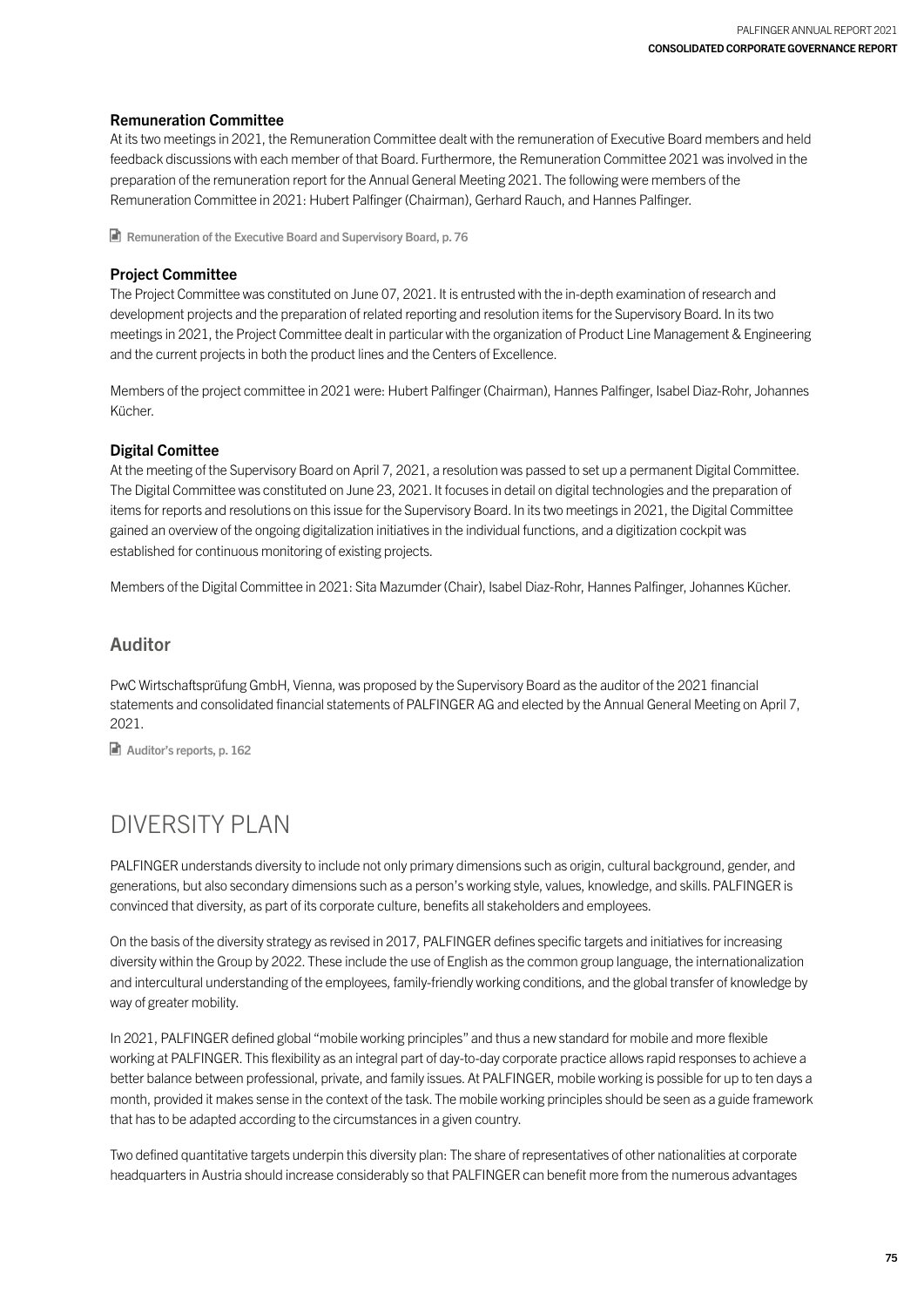### Remuneration Committee

At its two meetings in 2021, the Remuneration Committee dealt with the remuneration of Executive Board members and held feedback discussions with each member of that Board. Furthermore, the Remuneration Committee 2021 was involved in the preparation of the remuneration report for the Annual General Meeting 2021. The following were members of the Remuneration Committee in 2021: Hubert Palfinger (Chairman), Gerhard Rauch, and Hannes Palfinger.

Remuneration of the Executive Board and Supervisory Board, p. 76

### Project Committee

The Project Committee was constituted on June 07, 2021. It is entrusted with the in-depth examination of research and development projects and the preparation of related reporting and resolution items for the Supervisory Board. In its two meetings in 2021, the Project Committee dealt in particular with the organization of Product Line Management & Engineering and the current projects in both the product lines and the Centers of Excellence.

Members of the project committee in 2021 were: Hubert Palfinger (Chairman), Hannes Palfinger, Isabel Diaz-Rohr, Johannes Kücher.

### Digital Comittee

At the meeting of the Supervisory Board on April 7, 2021, a resolution was passed to set up a permanent Digital Committee. The Digital Committee was constituted on June 23, 2021. It focuses in detail on digital technologies and the preparation of items for reports and resolutions on this issue for the Supervisory Board. In its two meetings in 2021, the Digital Committee gained an overview of the ongoing digitalization initiatives in the individual functions, and a digitization cockpit was established for continuous monitoring of existing projects.

Members of the Digital Committee in 2021: Sita Mazumder (Chair), Isabel Diaz-Rohr, Hannes Palfinger, Johannes Kücher.

## Auditor

PwC Wirtschaftsprüfung GmbH, Vienna, was proposed by the Supervisory Board as the auditor of the 2021 financial statements and consolidated financial statements of PALFINGER AG and elected by the Annual General Meeting on April 7, 2021.

Auditor's reports, p. 162

# DIVERSITY PLAN

PALFINGER understands diversity to include not only primary dimensions such as origin, cultural background, gender, and generations, but also secondary dimensions such as a person's working style, values, knowledge, and skills. PALFINGER is convinced that diversity, as part of its corporate culture, benefits all stakeholders and employees.

On the basis of the diversity strategy as revised in 2017, PALFINGER defines specific targets and initiatives for increasing diversity within the Group by 2022. These include the use of English as the common group language, the internationalization and intercultural understanding of the employees, family-friendly working conditions, and the global transfer of knowledge by way of greater mobility.

In 2021, PALFINGER defined global "mobile working principles" and thus a new standard for mobile and more flexible working at PALFINGER. This flexibility as an integral part of day-to-day corporate practice allows rapid responses to achieve a better balance between professional, private, and family issues. At PALFINGER, mobile working is possible for up to ten days a month, provided it makes sense in the context of the task. The mobile working principles should be seen as a guide framework that has to be adapted according to the circumstances in a given country.

Two defined quantitative targets underpin this diversity plan: The share of representatives of other nationalities at corporate headquarters in Austria should increase considerably so that PALFINGER can benefit more from the numerous advantages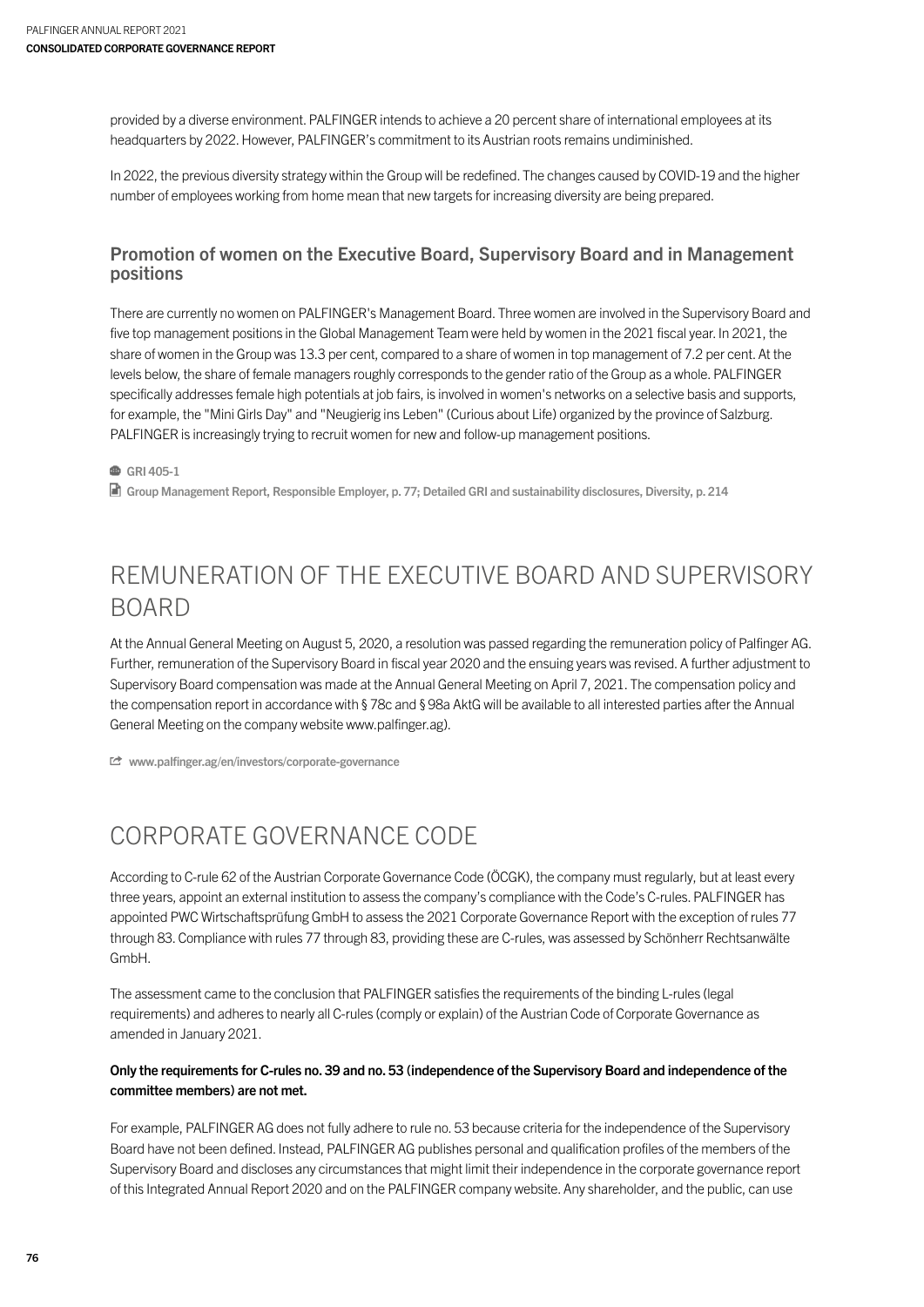provided by a diverse environment. PALFINGER intends to achieve a 20 percent share of international employees at its headquarters by 2022. However, PALFINGER's commitment to its Austrian roots remains undiminished.

In 2022, the previous diversity strategy within the Group will be redefined. The changes caused by COVID-19 and the higher number of employees working from home mean that new targets for increasing diversity are being prepared.

### Promotion of women on the Executive Board, Supervisory Board and in Management positions

There are currently no women on PALFINGER's Management Board. Three women are involved in the Supervisory Board and five top management positions in the Global Management Team were held by women in the 2021 fiscal year. In 2021, the share of women in the Group was 13.3 per cent, compared to a share of women in top management of 7.2 per cent. At the levels below, the share of female managers roughly corresponds to the gender ratio of the Group as a whole. PALFINGER specifically addresses female high potentials at job fairs, is involved in women's networks on a selective basis and supports, for example, the "Mini Girls Day" and "Neugierig ins Leben" (Curious about Life) organized by the province of Salzburg. PALFINGER is increasingly trying to recruit women for new and follow-up management positions.

GRI 405-1

Group Management Report, Responsible Employer, p. 77; Detailed GRI and sustainability disclosures, Diversity, p. 214

## REMUNERATION OF THE EXECUTIVE BOARD AND SUPERVISORY BOARD

At the Annual General Meeting on August 5, 2020, a resolution was passed regarding the remuneration policy of Palfinger AG. Further, remuneration of the Supervisory Board in fiscal year 2020 and the ensuing years was revised. A further adjustment to Supervisory Board compensation was made at the Annual General Meeting on April 7, 2021. The compensation policy and the compensation report in accordance with § 78c and § 98a AktG will be available to all interested parties after the Annual General Meeting on the company website www.palfinger.ag).

www.palfinger.ag/en/investors/corporate-governance

## CORPORATE GOVERNANCE CODE

According to C-rule 62 of the Austrian Corporate Governance Code (ÖCGK), the company must regularly, but at least every three years, appoint an external institution to assess the company's compliance with the Code's C-rules. PALFINGER has appointed PWC Wirtschaftsprüfung GmbH to assess the 2021 Corporate Governance Report with the exception of rules 77 through 83. Compliance with rules 77 through 83, providing these are C-rules, was assessed by Schönherr Rechtsanwälte GmbH.

The assessment came to the conclusion that PALFINGER satisfies the requirements of the binding L-rules (legal requirements) and adheres to nearly all C-rules (comply or explain) of the Austrian Code of Corporate Governance as amended in January 2021.

**Only the requirements for C-rules no. 39 and no. 53 (independence of the Supervisory Board and independence of the committee members) are not met.**

For example, PALFINGER AG does not fully adhere to rule no. 53 because criteria for the independence of the Supervisory Board have not been defined. Instead, PALFINGER AG publishes personal and qualification profiles of the members of the Supervisory Board and discloses any circumstances that might limit their independence in the corporate governance report of this Integrated Annual Report 2020 and on the PALFINGER company website. Any shareholder, and the public, can use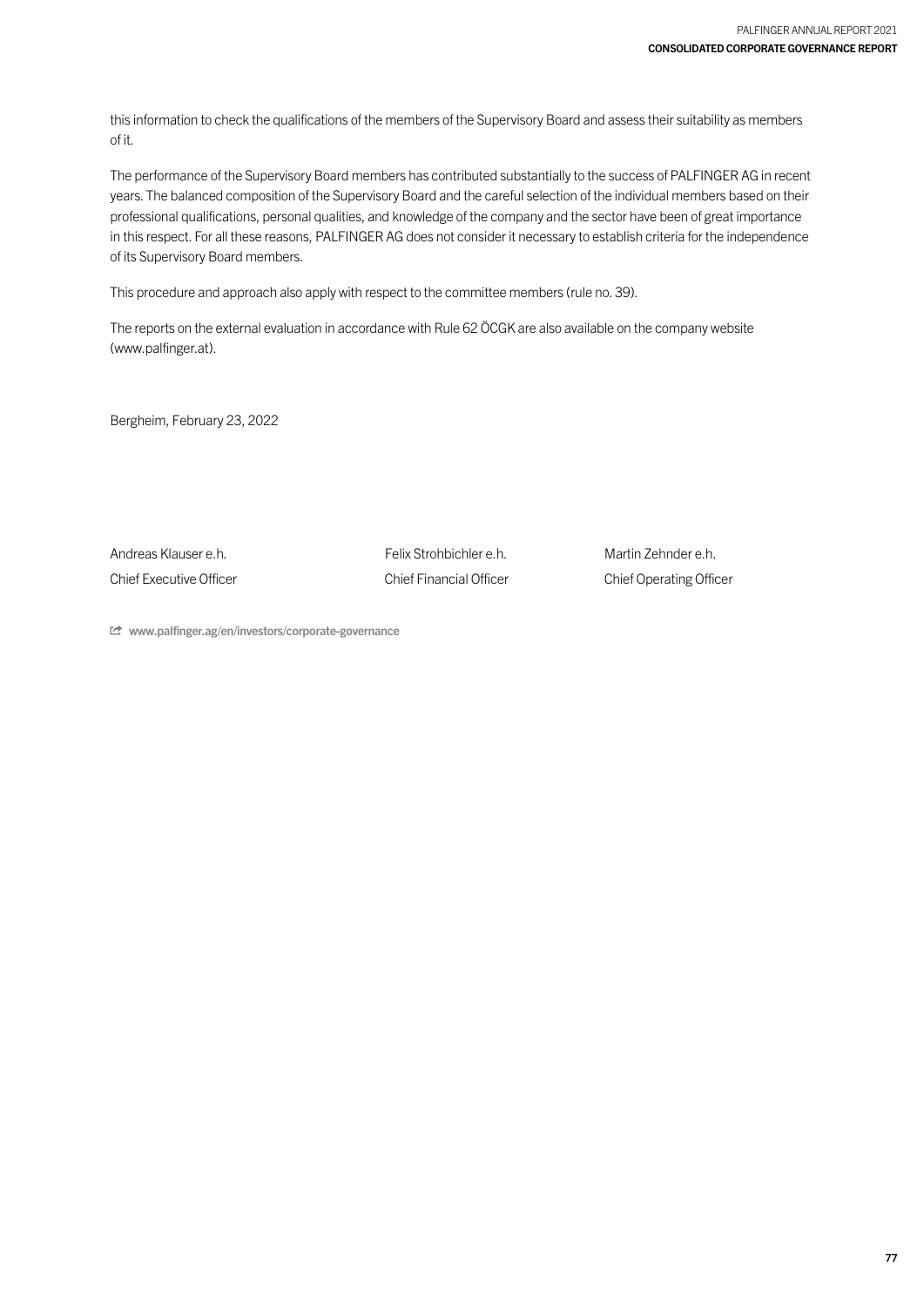this information to check the qualifications of the members of the Supervisory Board and assess their suitability as members of it.

The performance of the Supervisory Board members has contributed substantially to the success of PALFINGER AG in recent years. The balanced composition of the Supervisory Board and the careful selection of the individual members based on their professional qualifications, personal qualities, and knowledge of the company and the sector have been of great importance in this respect. For all these reasons, PALFINGER AG does not consider it necessary to establish criteria for the independence of its Supervisory Board members.

This procedure and approach also apply with respect to the committee members (rule no. 39).

The reports on the external evaluation in accordance with Rule 62 ÖCGK are also available on the company website (www.palfinger.at).

Bergheim, February 23, 2022

| | | |
|---|---|---|
| Andreas Klauser e.h. | Felix Strohbichler e.h. | Martin Zehnder e.h. |
| Chief Executive Officer | Chief Financial Officer | Chief Operating Officer |

www.palfinger.ag/en/investors/corporate-governance